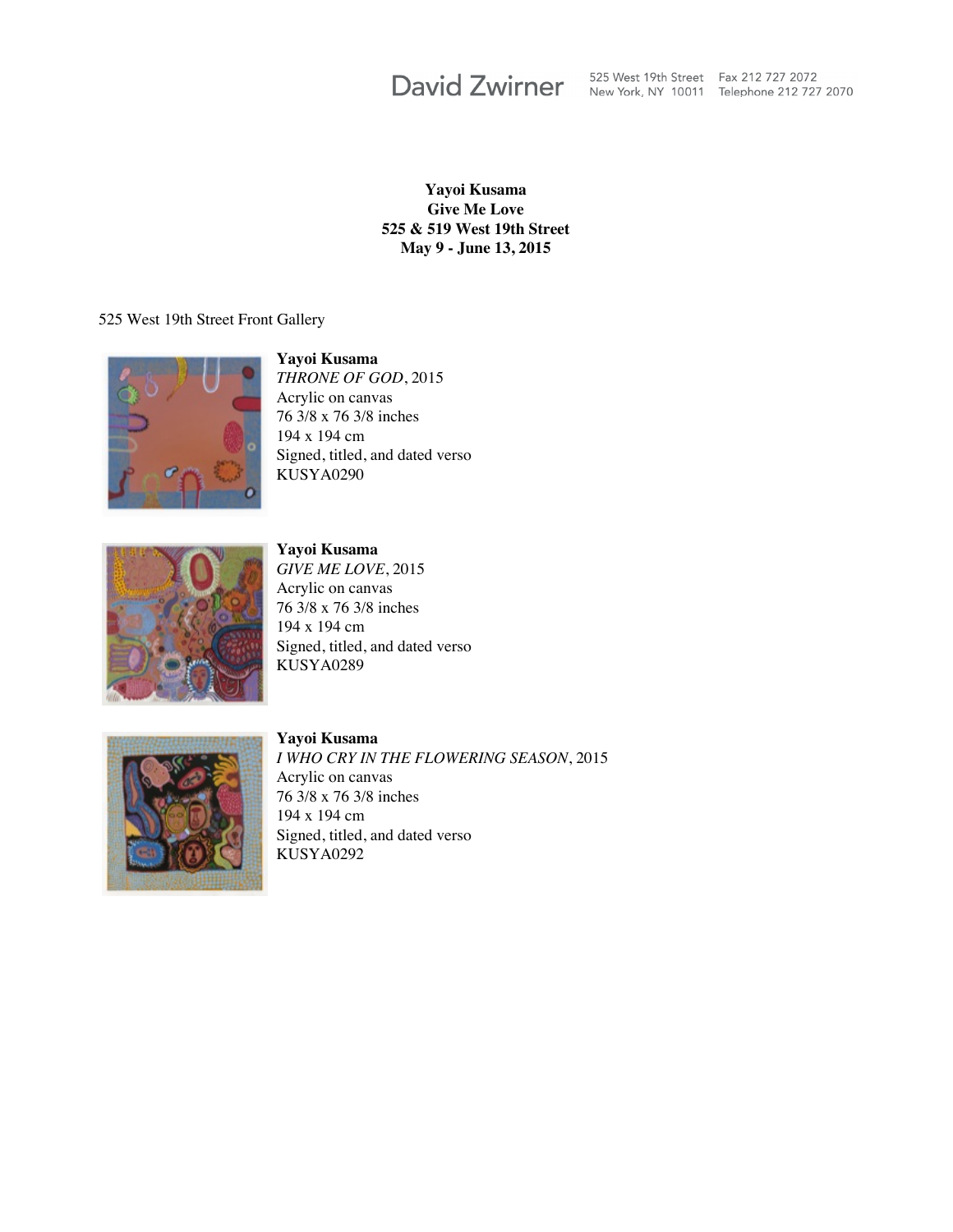David Zwirner 525 West 19th Street New York, NY 10011 Fax 212 727 2072 Telephone 212 727 2070

**Yayoi Kusama**
**Give Me Love**
**525 & 519 West 19th Street**
**May 9 - June 13, 2015**

525 West 19th Street Front Gallery

**Yayoi Kusama**
*THRONE OF GOD*, 2015
Acrylic on canvas
76 3/8 x 76 3/8 inches
194 x 194 cm
Signed, titled, and dated verso
KUSYA0290

**Yayoi Kusama**
*GIVE ME LOVE*, 2015
Acrylic on canvas
76 3/8 x 76 3/8 inches
194 x 194 cm
Signed, titled, and dated verso
KUSYA0289

**Yayoi Kusama**
*I WHO CRY IN THE FLOWERING SEASON*, 2015
Acrylic on canvas
76 3/8 x 76 3/8 inches
194 x 194 cm
Signed, titled, and dated verso
KUSYA0292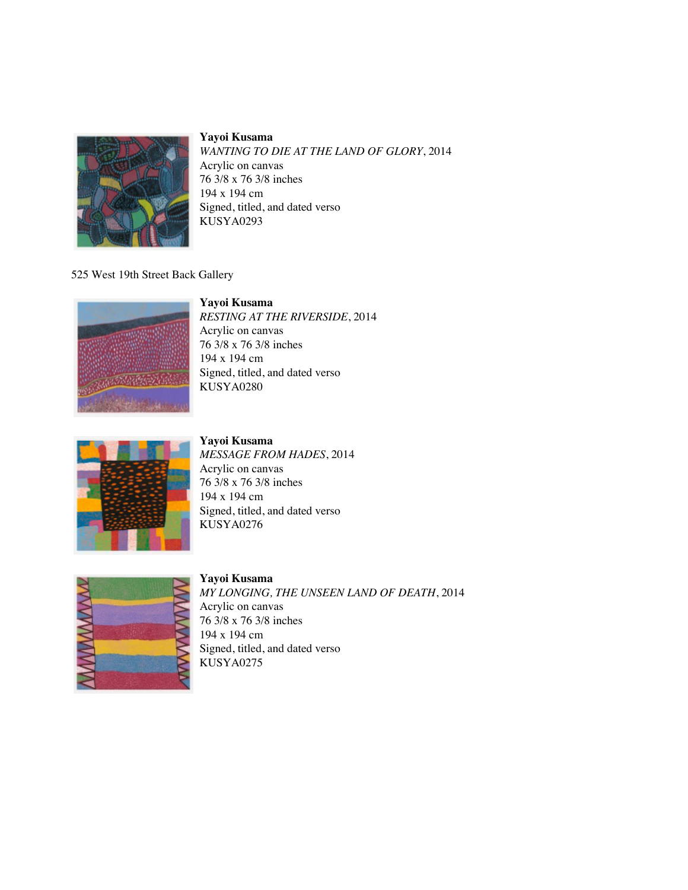**Yayoi Kusama**
*WANTING TO DIE AT THE LAND OF GLORY*, 2014
Acrylic on canvas
76 3/8 x 76 3/8 inches
194 x 194 cm
Signed, titled, and dated verso
KUSYA0293

525 West 19th Street Back Gallery

**Yayoi Kusama**
*RESTING AT THE RIVERSIDE*, 2014
Acrylic on canvas
76 3/8 x 76 3/8 inches
194 x 194 cm
Signed, titled, and dated verso
KUSYA0280

**Yayoi Kusama**
*MESSAGE FROM HADES*, 2014
Acrylic on canvas
76 3/8 x 76 3/8 inches
194 x 194 cm
Signed, titled, and dated verso
KUSYA0276

**Yayoi Kusama**
*MY LONGING, THE UNSEEN LAND OF DEATH*, 2014
Acrylic on canvas
76 3/8 x 76 3/8 inches
194 x 194 cm
Signed, titled, and dated verso
KUSYA0275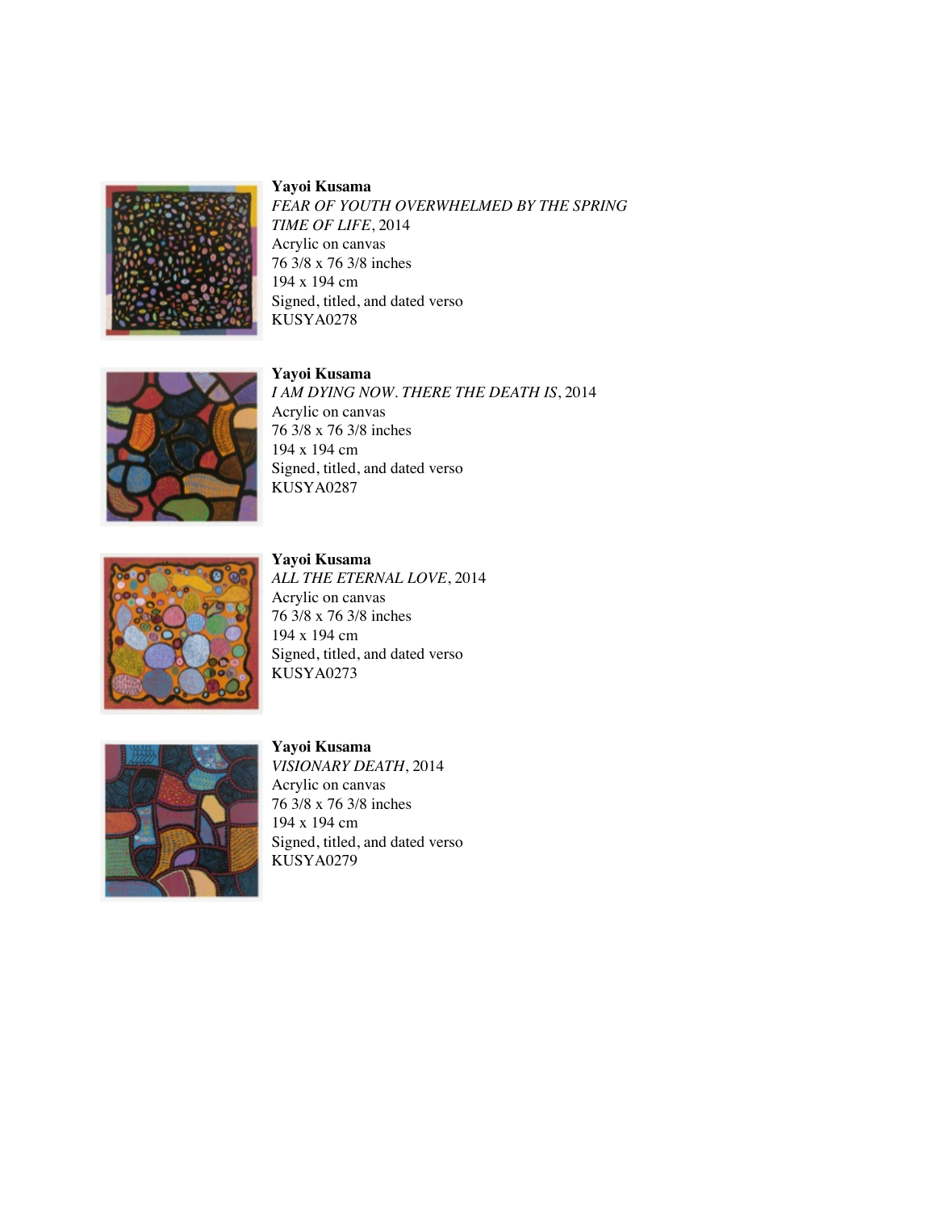**Yayoi Kusama**
*FEAR OF YOUTH OVERWHELMED BY THE SPRING TIME OF LIFE*, 2014
Acrylic on canvas
76 3/8 x 76 3/8 inches
194 x 194 cm
Signed, titled, and dated verso
KUSYA0278

**Yayoi Kusama**
*I AM DYING NOW. THERE THE DEATH IS*, 2014
Acrylic on canvas
76 3/8 x 76 3/8 inches
194 x 194 cm
Signed, titled, and dated verso
KUSYA0287

**Yayoi Kusama**
*ALL THE ETERNAL LOVE*, 2014
Acrylic on canvas
76 3/8 x 76 3/8 inches
194 x 194 cm
Signed, titled, and dated verso
KUSYA0273

**Yayoi Kusama**
*VISIONARY DEATH*, 2014
Acrylic on canvas
76 3/8 x 76 3/8 inches
194 x 194 cm
Signed, titled, and dated verso
KUSYA0279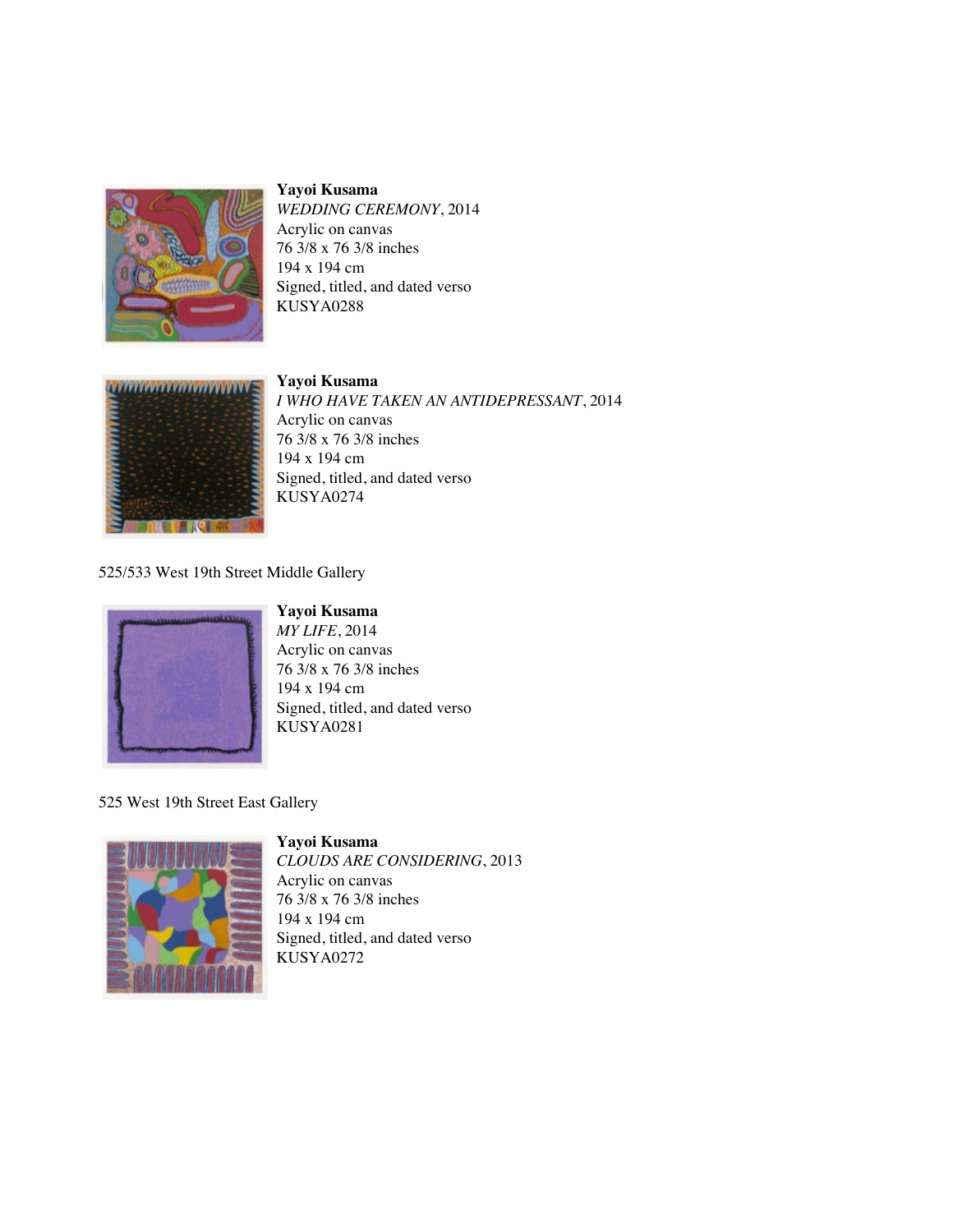**Yayoi Kusama**
*WEDDING CEREMONY*, 2014
Acrylic on canvas
76 3/8 x 76 3/8 inches
194 x 194 cm
Signed, titled, and dated verso
KUSYA0288

**Yayoi Kusama**
*I WHO HAVE TAKEN AN ANTIDEPRESSANT*, 2014
Acrylic on canvas
76 3/8 x 76 3/8 inches
194 x 194 cm
Signed, titled, and dated verso
KUSYA0274

525/533 West 19th Street Middle Gallery

**Yayoi Kusama**
*MY LIFE*, 2014
Acrylic on canvas
76 3/8 x 76 3/8 inches
194 x 194 cm
Signed, titled, and dated verso
KUSYA0281

525 West 19th Street East Gallery

**Yayoi Kusama**
*CLOUDS ARE CONSIDERING*, 2013
Acrylic on canvas
76 3/8 x 76 3/8 inches
194 x 194 cm
Signed, titled, and dated verso
KUSYA0272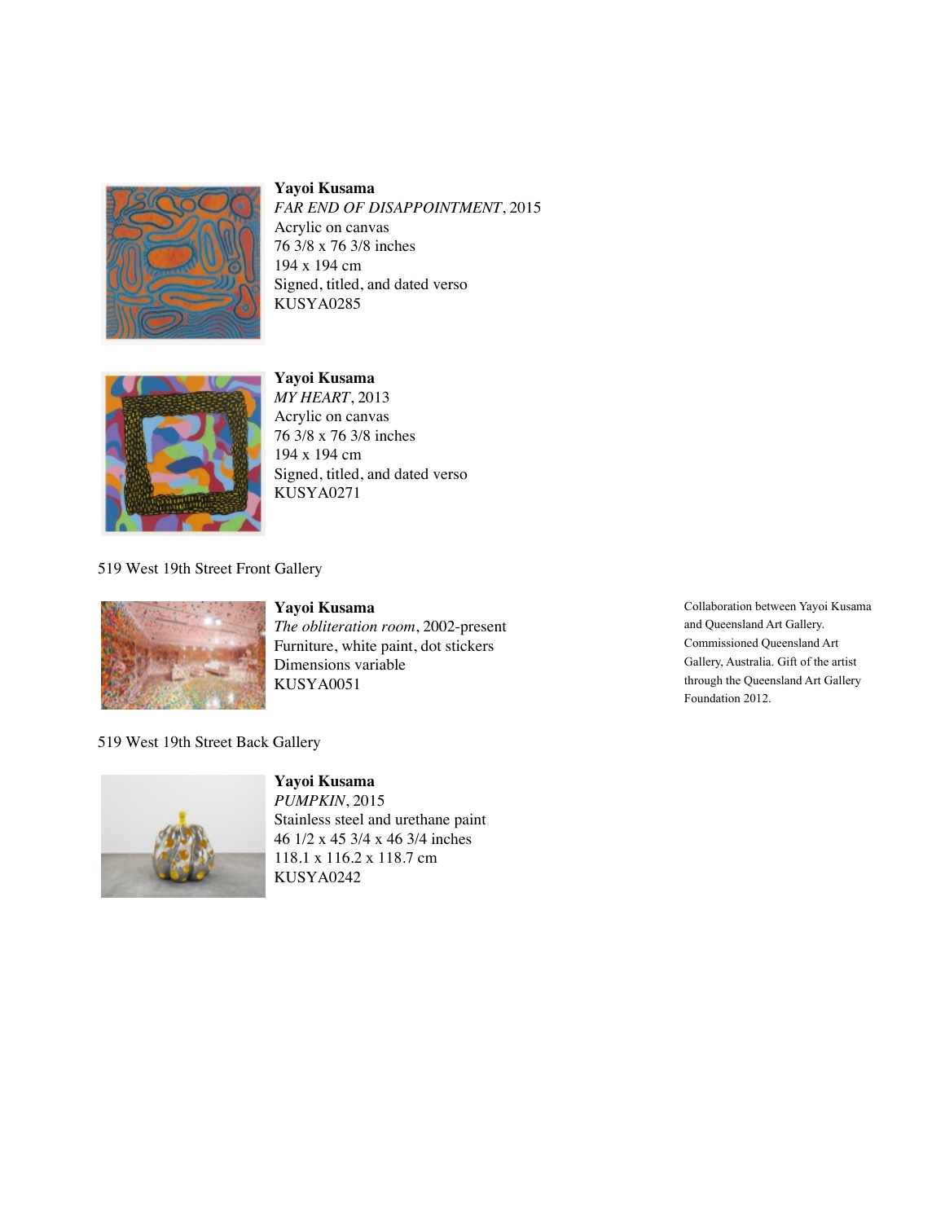**Yayoi Kusama**
*FAR END OF DISAPPOINTMENT*, 2015
Acrylic on canvas
76 3/8 x 76 3/8 inches
194 x 194 cm
Signed, titled, and dated verso
KUSYA0285

**Yayoi Kusama**
*MY HEART*, 2013
Acrylic on canvas
76 3/8 x 76 3/8 inches
194 x 194 cm
Signed, titled, and dated verso
KUSYA0271

519 West 19th Street Front Gallery

**Yayoi Kusama**
*The obliteration room*, 2002-present
Furniture, white paint, dot stickers
Dimensions variable
KUSYA0051

Collaboration between Yayoi Kusama and Queensland Art Gallery. Commissioned Queensland Art Gallery, Australia. Gift of the artist through the Queensland Art Gallery Foundation 2012.

519 West 19th Street Back Gallery

**Yayoi Kusama**
*PUMPKIN*, 2015
Stainless steel and urethane paint
46 1/2 x 45 3/4 x 46 3/4 inches
118.1 x 116.2 x 118.7 cm
KUSYA0242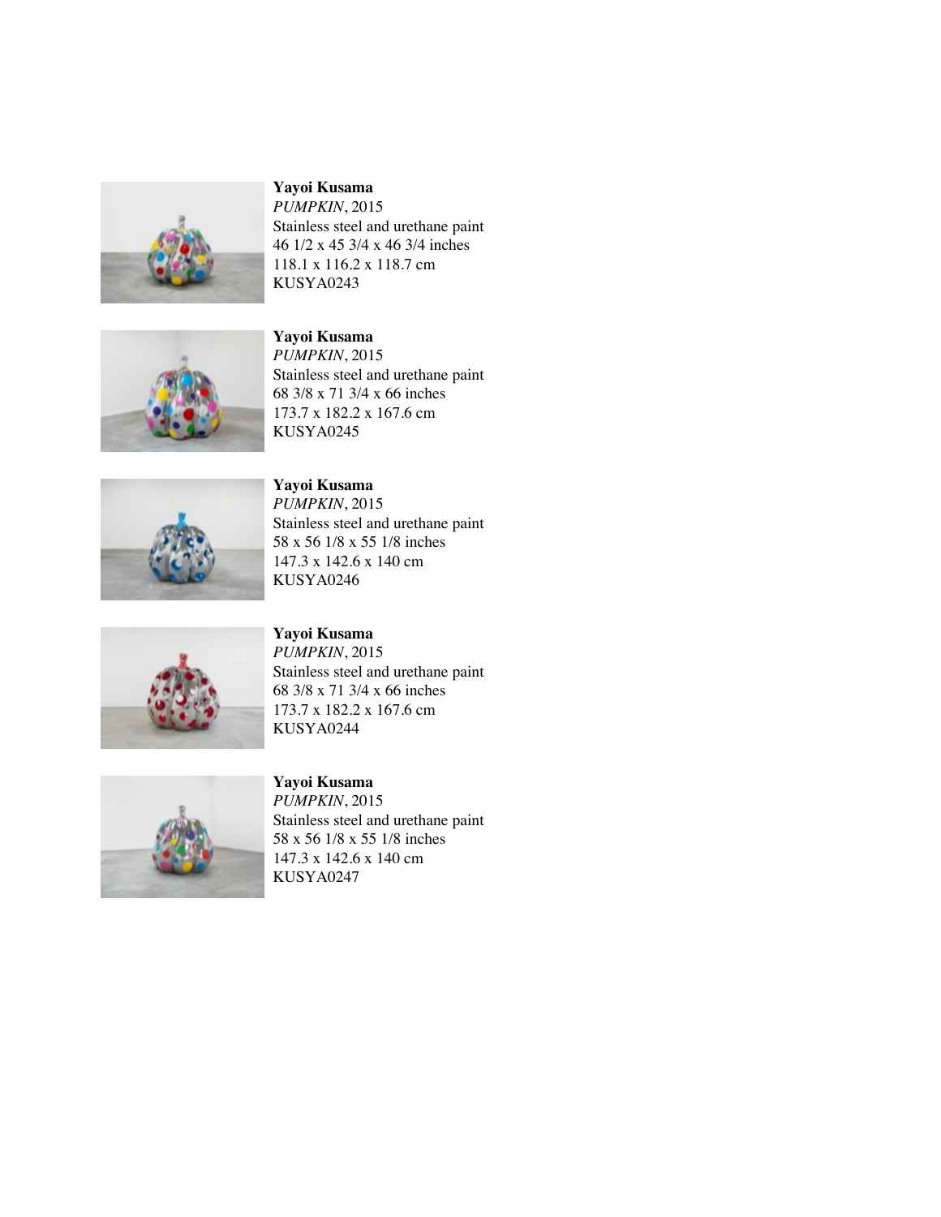**Yayoi Kusama**
*PUMPKIN*, 2015
Stainless steel and urethane paint
46 1/2 x 45 3/4 x 46 3/4 inches
118.1 x 116.2 x 118.7 cm
KUSYA0243

**Yayoi Kusama**
*PUMPKIN*, 2015
Stainless steel and urethane paint
68 3/8 x 71 3/4 x 66 inches
173.7 x 182.2 x 167.6 cm
KUSYA0245

**Yayoi Kusama**
*PUMPKIN*, 2015
Stainless steel and urethane paint
58 x 56 1/8 x 55 1/8 inches
147.3 x 142.6 x 140 cm
KUSYA0246

**Yayoi Kusama**
*PUMPKIN*, 2015
Stainless steel and urethane paint
68 3/8 x 71 3/4 x 66 inches
173.7 x 182.2 x 167.6 cm
KUSYA0244

**Yayoi Kusama**
*PUMPKIN*, 2015
Stainless steel and urethane paint
58 x 56 1/8 x 55 1/8 inches
147.3 x 142.6 x 140 cm
KUSYA0247